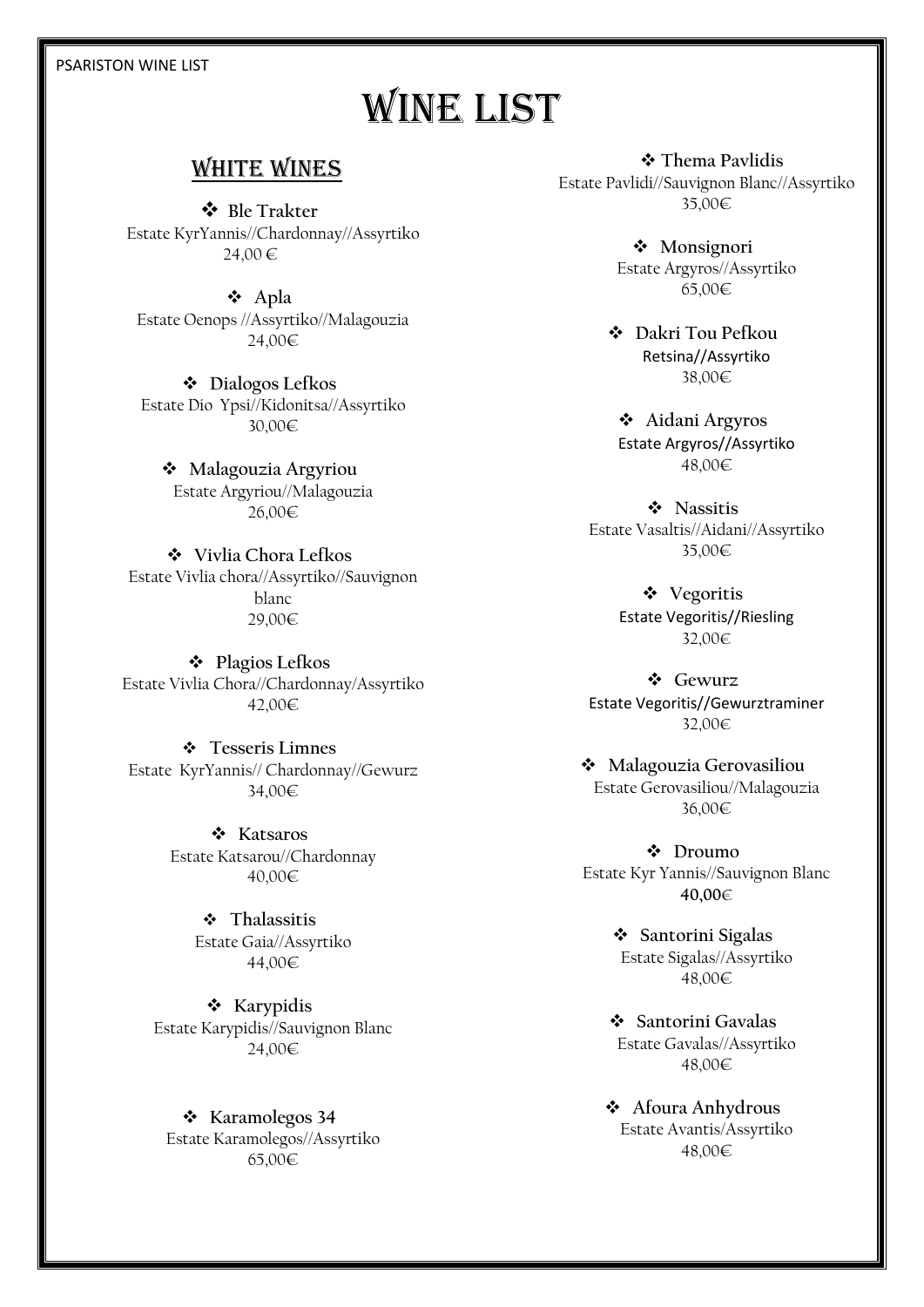# WINE LIST

## WHITE WINES

❖ **Ble Trakter**
Estate KyrYannis//Chardonnay//Assyrtiko
24,00 €

❖ **Apla**
Estate Oenops //Assyrtiko//Malagouzia
24,00€

❖ **Dialogos Lefkos**
Estate Dio Ypsi//Kidonitsa//Assyrtiko
30,00€

❖ **Malagouzia Argyriou**
Estate Argyriou//Malagouzia
26,00€

❖ **Vivlia Chora Lefkos**
Estate Vivlia chora//Assyrtiko//Sauvignon blanc
29,00€

❖ **Plagios Lefkos**
Estate Vivlia Chora//Chardonnay/Assyrtiko
42,00€

❖ **Tesseris Limnes**
Estate KyrYannis// Chardonnay//Gewurz
34,00€

❖ **Katsaros**
Estate Katsarou//Chardonnay
40,00€

❖ **Thalassitis**
Estate Gaia//Assyrtiko
44,00€

❖ **Karypidis**
Estate Karypidis//Sauvignon Blanc
24,00€

❖ **Karamolegos 34**
Estate Karamolegos//Assyrtiko
65,00€

❖ **Thema Pavlidis**
Estate Pavlidi//Sauvignon Blanc//Assyrtiko
35,00€

❖ **Monsignori**
Estate Argyros//Assyrtiko
65,00€

❖ **Dakri Tou Pefkou**
Retsina//Assyrtiko
38,00€

❖ **Aidani Argyros**
Estate Argyros//Assyrtiko
48,00€

❖ **Nassitis**
Estate Vasaltis//Aidani//Assyrtiko
35,00€

❖ **Vegoritis**
Estate Vegoritis//Riesling
32,00€

❖ **Gewurz**
Estate Vegoritis//Gewurztraminer
32,00€

❖ **Malagouzia Gerovasiliou**
Estate Gerovasiliou//Malagouzia
36,00€

❖ **Droumo**
Estate Kyr Yannis//Sauvignon Blanc
40,00€

❖ **Santorini Sigalas**
Estate Sigalas//Assyrtiko
48,00€

❖ **Santorini Gavalas**
Estate Gavalas//Assyrtiko
48,00€

❖ **Afoura Anhydrous**
Estate Avantis/Assyrtiko
48,00€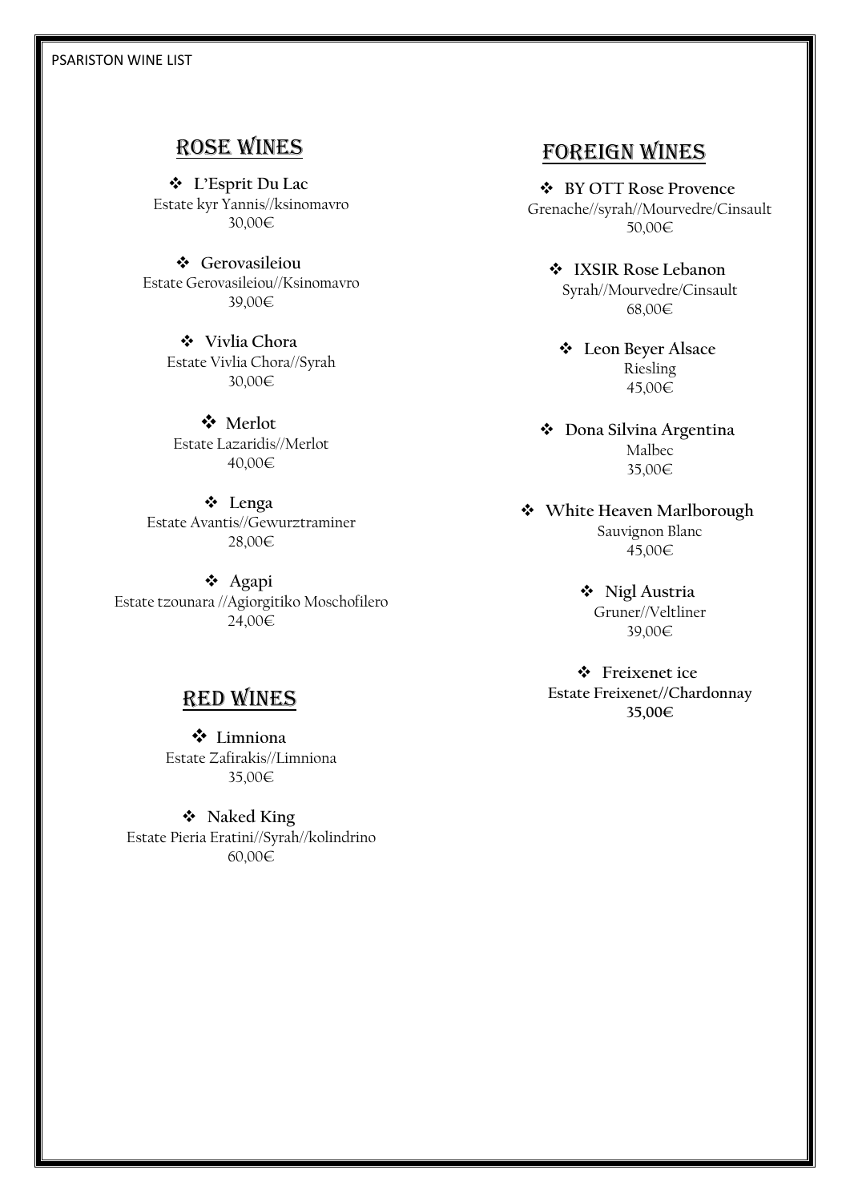## ROSE WINES

- **L'Esprit Du Lac**
  Estate kyr Yannis//ksinomavro
  30,00€

- **Gerovasileiou**
  Estate Gerovasileiou//Ksinomavro
  39,00€

- **Vivlia Chora**
  Estate Vivlia Chora//Syrah
  30,00€

- **Merlot**
  Estate Lazaridis//Merlot
  40,00€

- **Lenga**
  Estate Avantis//Gewurztraminer
  28,00€

- **Agapi**
  Estate tzounara //Agiorgitiko Moschofilero
  24,00€

## RED WINES

- **Limniona**
  Estate Zafirakis//Limniona
  35,00€

- **Naked King**
  Estate Pieria Eratini//Syrah//kolindrino
  60,00€

## FOREIGN WINES

- **BY OTT Rose Provence**
  Grenache//syrah//Mourvedre/Cinsault
  50,00€

- **IXSIR Rose Lebanon**
  Syrah//Mourvedre/Cinsault
  68,00€

- **Leon Beyer Alsace**
  Riesling
  45,00€

- **Dona Silvina Argentina**
  Malbec
  35,00€

- **White Heaven Marlborough**
  Sauvignon Blanc
  45,00€

- **Nigl Austria**
  Gruner//Veltliner
  39,00€

- **Freixenet ice**
  **Estate Freixenet//Chardonnay**
  **35,00€**